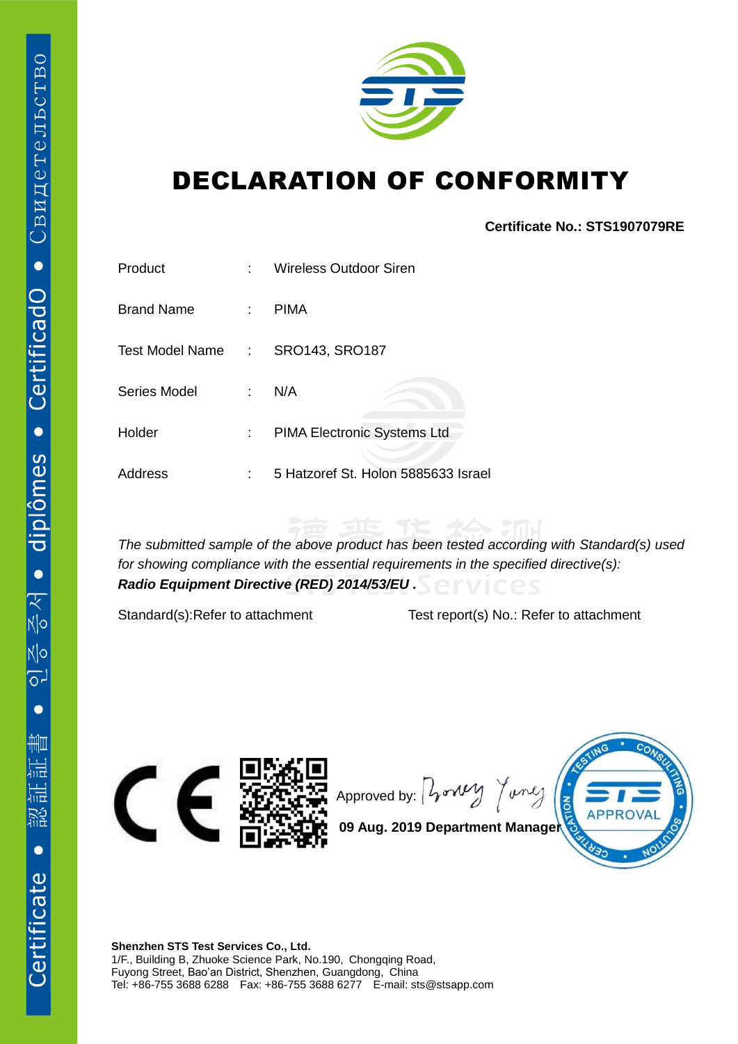# DECLARATION OF CONFORMITY

**Certificate No.: STS1907079RE**

| | | |
|---|---|---|
| Product | : | Wireless Outdoor Siren |
| Brand Name | : | PIMA |
| Test Model Name | : | SRO143, SRO187 |
| Series Model | : | N/A |
| Holder | : | PIMA Electronic Systems Ltd |
| Address | : | 5 Hatzoref St. Holon 5885633 Israel |

*The submitted sample of the above product has been tested according with Standard(s) used for showing compliance with the essential requirements in the specified directive(s):*
***Radio Equipment Directive (RED) 2014/53/EU .***

Standard(s):Refer to attachment Test report(s) No.: Refer to attachment

Approved by:

**09 Aug. 2019 Department Manager**

**Shenzhen STS Test Services Co., Ltd.**
1/F., Building B, Zhuoke Science Park, No.190, Chongqing Road,
Fuyong Street, Bao'an District, Shenzhen, Guangdong, China
Tel: +86-755 3688 6288 Fax: +86-755 3688 6277 E-mail: sts@stsapp.com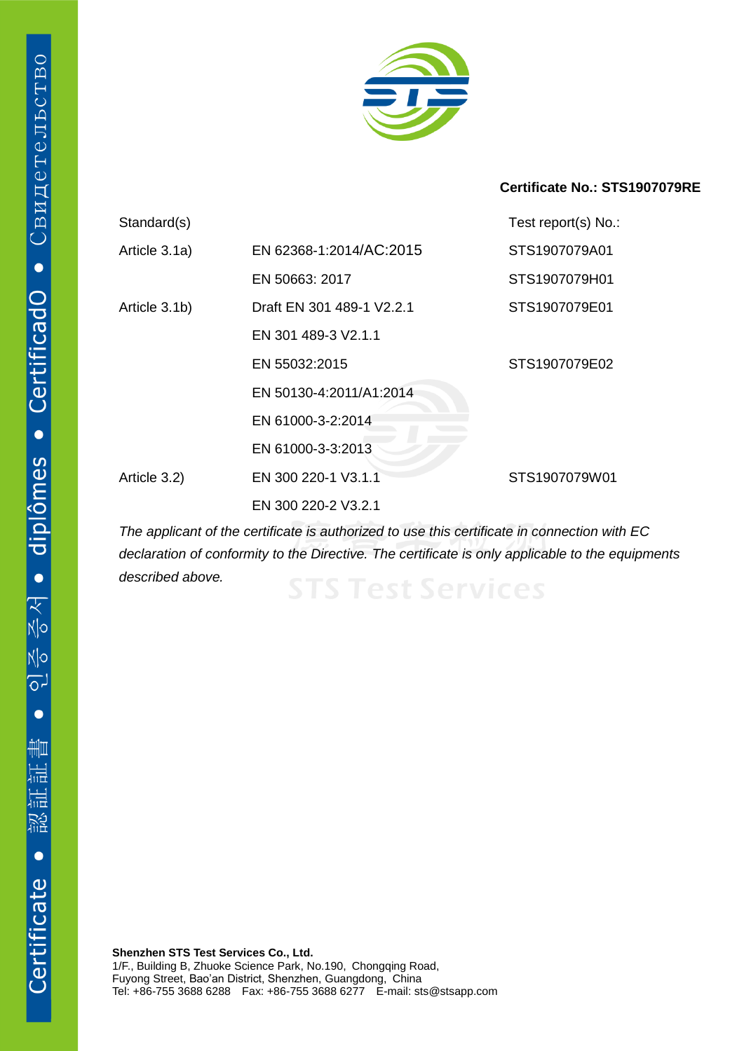**Certificate No.: STS1907079RE**

| Standard(s) | | Test report(s) No.: |
|---|---|---|
| Article 3.1a) | EN 62368-1:2014/AC:2015 | STS1907079A01 |
| | EN 50663: 2017 | STS1907079H01 |
| Article 3.1b) | Draft EN 301 489-1 V2.2.1 | STS1907079E01 |
| | EN 301 489-3 V2.1.1 | |
| | EN 55032:2015 | STS1907079E02 |
| | EN 50130-4:2011/A1:2014 | |
| | EN 61000-3-2:2014 | |
| | EN 61000-3-3:2013 | |
| Article 3.2) | EN 300 220-1 V3.1.1 | STS1907079W01 |
| | EN 300 220-2 V3.2.1 | |

*The applicant of the certificate is authorized to use this certificate in connection with EC declaration of conformity to the Directive. The certificate is only applicable to the equipments described above.*

**Shenzhen STS Test Services Co., Ltd.**
1/F., Building B, Zhuoke Science Park, No.190, Chongqing Road,
Fuyong Street, Bao'an District, Shenzhen, Guangdong, China
Tel: +86-755 3688 6288 Fax: +86-755 3688 6277 E-mail: sts@stsapp.com

Certificate • 認証証書 • 인증증서 • diplômes • CertificadO • Свидетельство